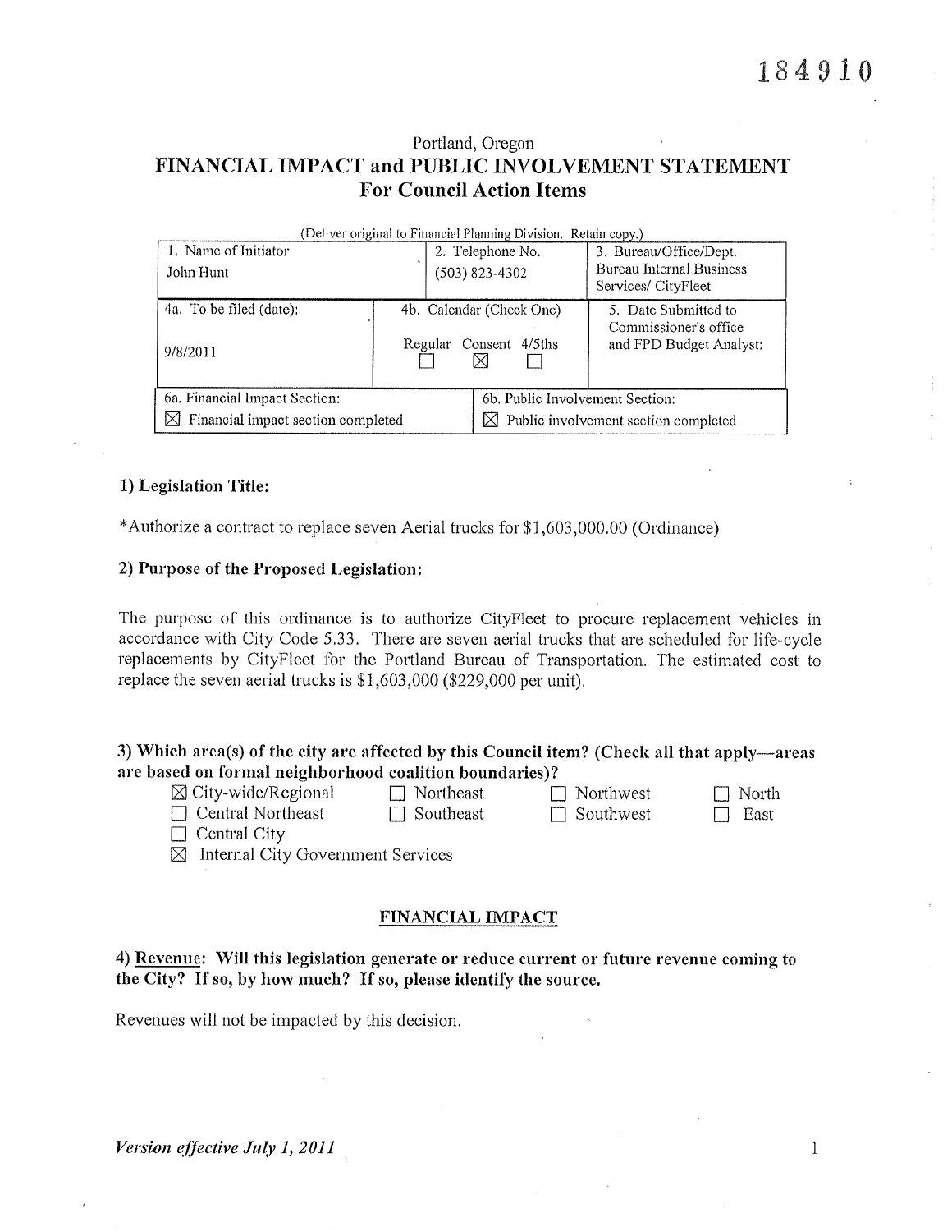184910

Portland, Oregon

# FINANCIAL IMPACT and PUBLIC INVOLVEMENT STATEMENT
## For Council Action Items

(Deliver original to Financial Planning Division. Retain copy.)

| 1. Name of Initiator | 2. Telephone No. | 3. Bureau/Office/Dept. |
|---|---|---|
| John Hunt | (503) 823-4302 | Bureau Internal Business Services/ CityFleet |
| 4a. To be filed (date): 9/8/2011 | 4b. Calendar (Check One) Regular ☐ Consent ☒ 4/5ths ☐ | 5. Date Submitted to Commissioner's office and FPD Budget Analyst: |
| 6a. Financial Impact Section: ☒ Financial impact section completed | 6b. Public Involvement Section: ☒ Public involvement section completed | |

### 1) Legislation Title:

*Authorize a contract to replace seven Aerial trucks for $1,603,000.00 (Ordinance)

### 2) Purpose of the Proposed Legislation:

The purpose of this ordinance is to authorize CityFleet to procure replacement vehicles in accordance with City Code 5.33. There are seven aerial trucks that are scheduled for life-cycle replacements by CityFleet for the Portland Bureau of Transportation. The estimated cost to replace the seven aerial trucks is $1,603,000 ($229,000 per unit).

### 3) Which area(s) of the city are affected by this Council item? (Check all that apply—areas are based on formal neighborhood coalition boundaries)?

☒ City-wide/Regional ☐ Northeast ☐ Northwest ☐ North
☐ Central Northeast ☐ Southeast ☐ Southwest ☐ East
☐ Central City
☒ Internal City Government Services

## FINANCIAL IMPACT

### 4) Revenue: Will this legislation generate or reduce current or future revenue coming to the City? If so, by how much? If so, please identify the source.

Revenues will not be impacted by this decision.

*Version effective July 1, 2011*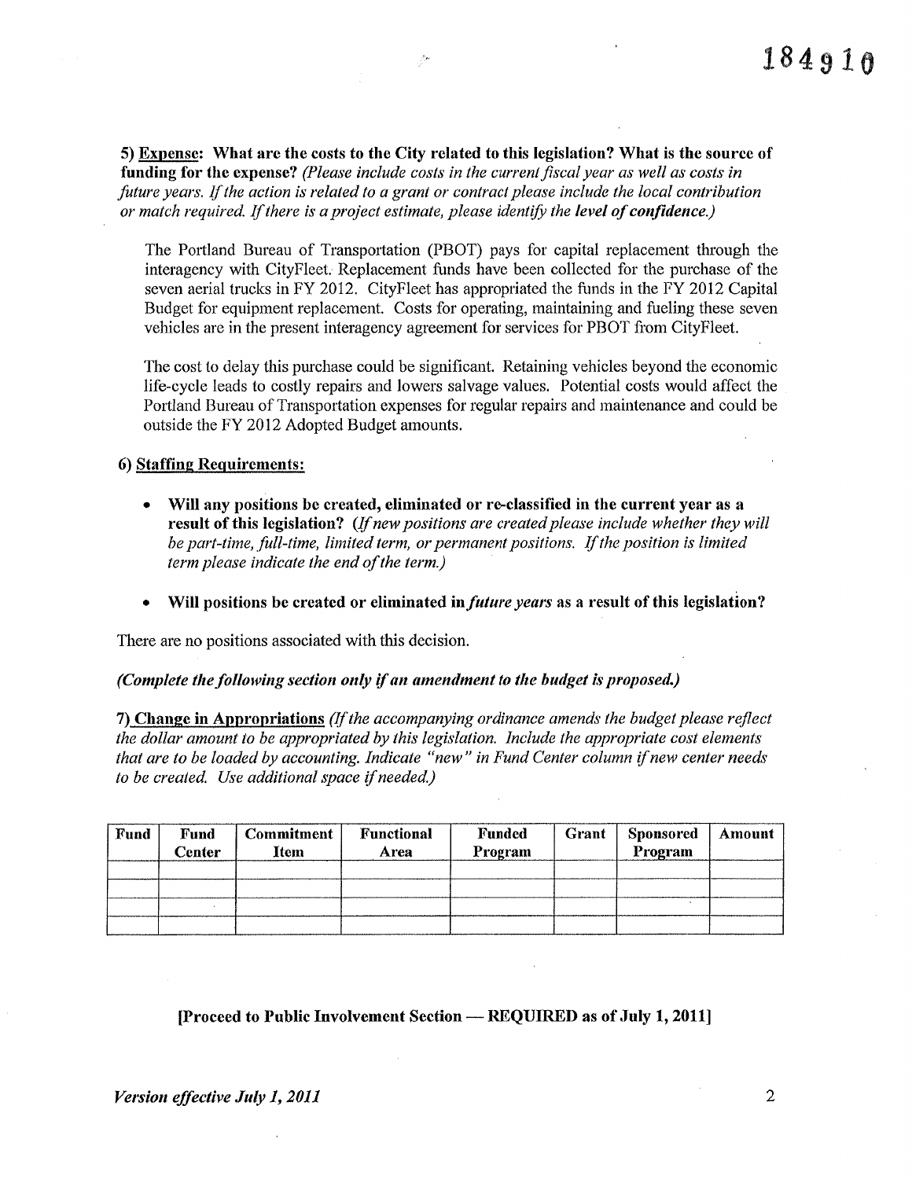184910

**5) <u>Expense</u>: What are the costs to the City related to this legislation? What is the source of funding for the expense?** *(Please include costs in the current fiscal year as well as costs in future years. If the action is related to a grant or contract please include the local contribution or match required. If there is a project estimate, please identify the* ***level of confidence.****)*

The Portland Bureau of Transportation (PBOT) pays for capital replacement through the interagency with CityFleet. Replacement funds have been collected for the purchase of the seven aerial trucks in FY 2012. CityFleet has appropriated the funds in the FY 2012 Capital Budget for equipment replacement. Costs for operating, maintaining and fueling these seven vehicles are in the present interagency agreement for services for PBOT from CityFleet.

The cost to delay this purchase could be significant. Retaining vehicles beyond the economic life-cycle leads to costly repairs and lowers salvage values. Potential costs would affect the Portland Bureau of Transportation expenses for regular repairs and maintenance and could be outside the FY 2012 Adopted Budget amounts.

**6) <u>Staffing Requirements</u>:**

- **Will any positions be created, eliminated or re-classified in the current year as a result of this legislation?** *(If new positions are created please include whether they will be part-time, full-time, limited term, or permanent positions. If the position is limited term please indicate the end of the term.)*
- **Will positions be created or eliminated in *future years* as a result of this legislation?**

There are no positions associated with this decision.

***(Complete the following section only if an amendment to the budget is proposed.)***

**7) <u>Change in Appropriations</u>** *(If the accompanying ordinance amends the budget please reflect the dollar amount to be appropriated by this legislation. Include the appropriate cost elements that are to be loaded by accounting. Indicate "new" in Fund Center column if new center needs to be created. Use additional space if needed.)*

| Fund | Fund Center | Commitment Item | Functional Area | Funded Program | Grant | Sponsored Program | Amount |
|---|---|---|---|---|---|---|---|
| | | | | | | | |
| | | | | | | | |
| | | | | | | | |
| | | | | | | | |

**[Proceed to Public Involvement Section — REQUIRED as of July 1, 2011]**

***Version effective July 1, 2011***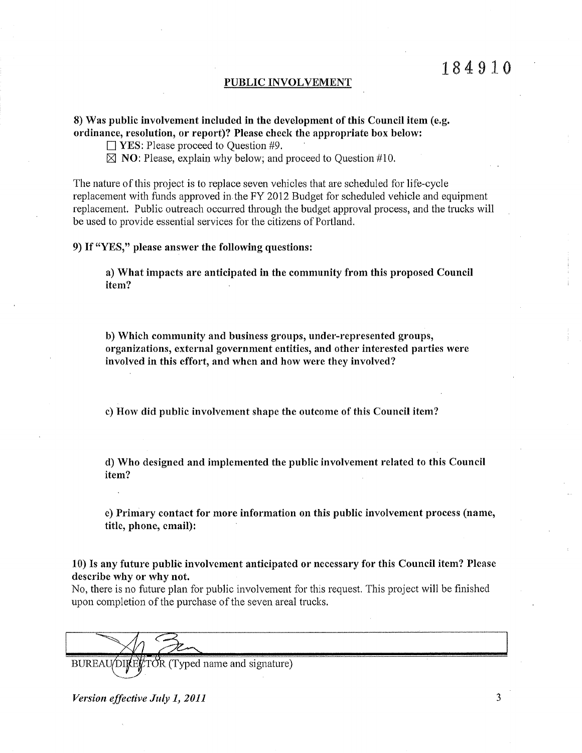184910

## PUBLIC INVOLVEMENT

**8) Was public involvement included in the development of this Council item (e.g. ordinance, resolution, or report)? Please check the appropriate box below:**

☐ **YES**: Please proceed to Question #9.

☒ **NO**: Please, explain why below; and proceed to Question #10.

The nature of this project is to replace seven vehicles that are scheduled for life-cycle replacement with funds approved in the FY 2012 Budget for scheduled vehicle and equipment replacement. Public outreach occurred through the budget approval process, and the trucks will be used to provide essential services for the citizens of Portland.

**9) If "YES," please answer the following questions:**

**a) What impacts are anticipated in the community from this proposed Council item?**

**b) Which community and business groups, under-represented groups, organizations, external government entities, and other interested parties were involved in this effort, and when and how were they involved?**

**c) How did public involvement shape the outcome of this Council item?**

**d) Who designed and implemented the public involvement related to this Council item?**

**e) Primary contact for more information on this public involvement process (name, title, phone, email):**

**10) Is any future public involvement anticipated or necessary for this Council item? Please describe why or why not.**

No, there is no future plan for public involvement for this request. This project will be finished upon completion of the purchase of the seven areal trucks.

BUREAU DIRECTOR (Typed name and signature)

*Version effective July 1, 2011*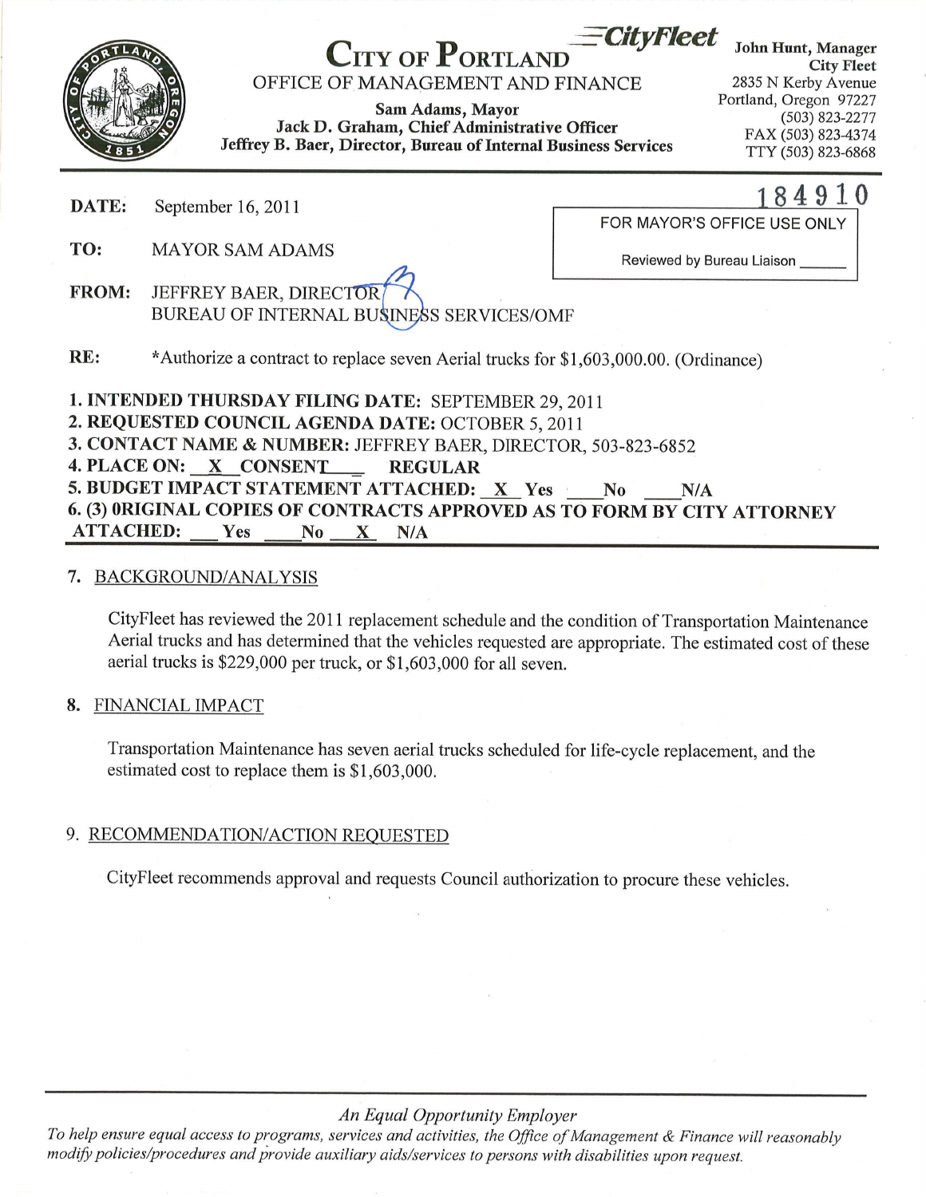# CITY OF PORTLAND

**CityFleet**

OFFICE OF MANAGEMENT AND FINANCE

**Sam Adams, Mayor**
**Jack D. Graham, Chief Administrative Officer**
**Jeffrey B. Baer, Director, Bureau of Internal Business Services**

**John Hunt, Manager**
**City Fleet**
2835 N Kerby Avenue
Portland, Oregon 97227
(503) 823-2277
FAX (503) 823-4374
TTY (503) 823-6868

184910

FOR MAYOR'S OFFICE USE ONLY

Reviewed by Bureau Liaison ______

**DATE:** September 16, 2011

**TO:** MAYOR SAM ADAMS

**FROM:** JEFFREY BAER, DIRECTOR
BUREAU OF INTERNAL BUSINESS SERVICES/OMF

**RE:** *Authorize a contract to replace seven Aerial trucks for $1,603,000.00. (Ordinance)

**1. INTENDED THURSDAY FILING DATE:** SEPTEMBER 29, 2011
**2. REQUESTED COUNCIL AGENDA DATE:** OCTOBER 5, 2011
**3. CONTACT NAME & NUMBER:** JEFFREY BAER, DIRECTOR, 503-823-6852
**4. PLACE ON: _X_ CONSENT ___ REGULAR**
**5. BUDGET IMPACT STATEMENT ATTACHED: _X_ Yes ___ No ___ N/A**
**6. (3) ORIGINAL COPIES OF CONTRACTS APPROVED AS TO FORM BY CITY ATTORNEY ATTACHED: ___ Yes ___ No _X_ N/A**

7. BACKGROUND/ANALYSIS

CityFleet has reviewed the 2011 replacement schedule and the condition of Transportation Maintenance Aerial trucks and has determined that the vehicles requested are appropriate. The estimated cost of these aerial trucks is $229,000 per truck, or $1,603,000 for all seven.

8. FINANCIAL IMPACT

Transportation Maintenance has seven aerial trucks scheduled for life-cycle replacement, and the estimated cost to replace them is $1,603,000.

9. RECOMMENDATION/ACTION REQUESTED

CityFleet recommends approval and requests Council authorization to procure these vehicles.

*An Equal Opportunity Employer*

*To help ensure equal access to programs, services and activities, the Office of Management & Finance will reasonably modify policies/procedures and provide auxiliary aids/services to persons with disabilities upon request.*